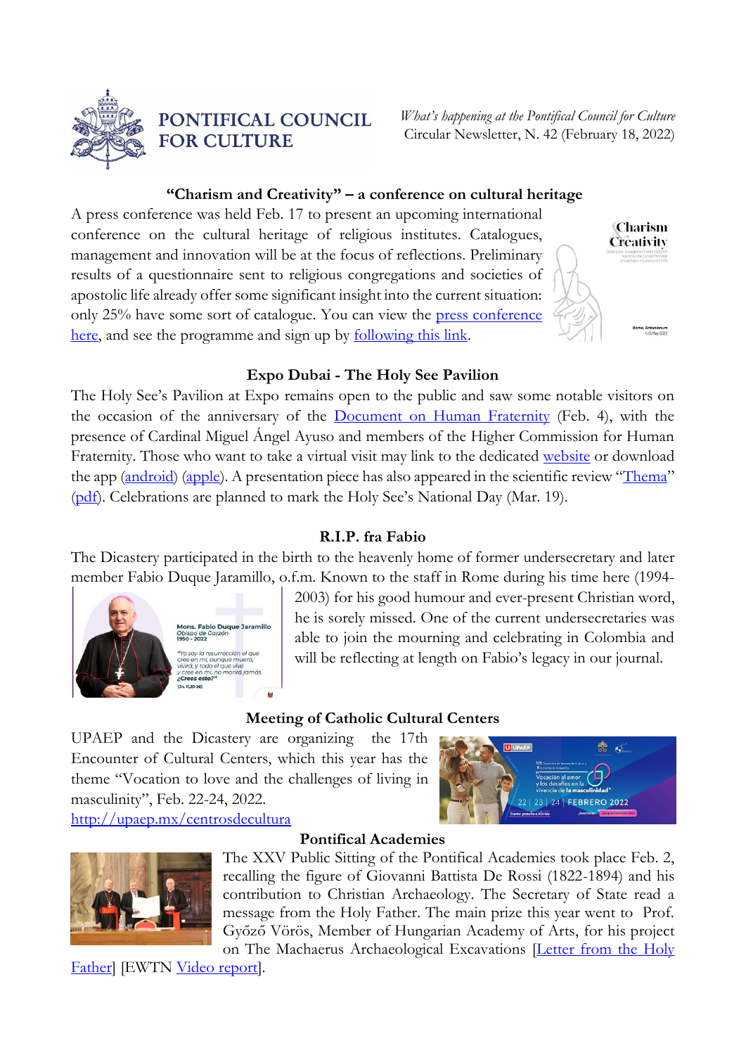# PONTIFICAL COUNCIL FOR CULTURE

*What's happening at the Pontifical Council for Culture*
Circular Newsletter, N. 42 (February 18, 2022)

## "Charism and Creativity" – a conference on cultural heritage

A press conference was held Feb. 17 to present an upcoming international conference on the cultural heritage of religious institutes. Catalogues, management and innovation will be at the focus of reflections. Preliminary results of a questionnaire sent to religious congregations and societies of apostolic life already offer some significant insight into the current situation: only 25% have some sort of catalogue. You can view the press conference here, and see the programme and sign up by following this link.

## Expo Dubai - The Holy See Pavilion

The Holy See's Pavilion at Expo remains open to the public and saw some notable visitors on the occasion of the anniversary of the Document on Human Fraternity (Feb. 4), with the presence of Cardinal Miguel Ángel Ayuso and members of the Higher Commission for Human Fraternity. Those who want to take a virtual visit may link to the dedicated website or download the app (android) (apple). A presentation piece has also appeared in the scientific review "Thema" (pdf). Celebrations are planned to mark the Holy See's National Day (Mar. 19).

## R.I.P. fra Fabio

The Dicastery participated in the birth to the heavenly home of former undersecretary and later member Fabio Duque Jaramillo, o.f.m. Known to the staff in Rome during his time here (1994-2003) for his good humour and ever-present Christian word, he is sorely missed. One of the current undersecretaries was able to join the mourning and celebrating in Colombia and will be reflecting at length on Fabio's legacy in our journal.

## Meeting of Catholic Cultural Centers

UPAEP and the Dicastery are organizing the 17th Encounter of Cultural Centers, which this year has the theme "Vocation to love and the challenges of living in masculinity", Feb. 22-24, 2022.
http://upaep.mx/centrosdecultura

## Pontifical Academies

The XXV Public Sitting of the Pontifical Academies took place Feb. 2, recalling the figure of Giovanni Battista De Rossi (1822-1894) and his contribution to Christian Archaeology. The Secretary of State read a message from the Holy Father. The main prize this year went to Prof. Győző Vörös, Member of Hungarian Academy of Arts, for his project on The Machaerus Archaeological Excavations [Letter from the Holy Father] [EWTN Video report].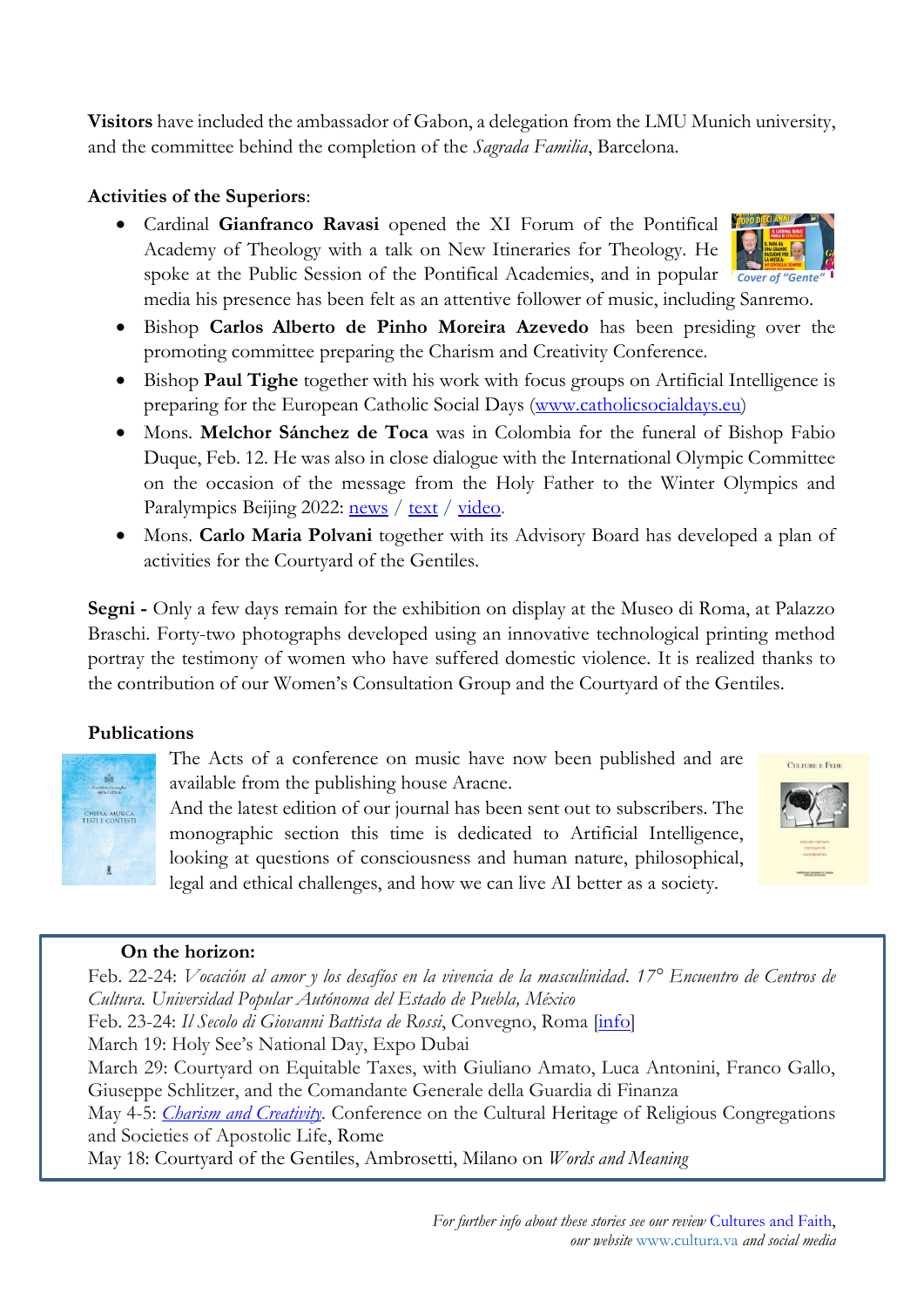**Visitors** have included the ambassador of Gabon, a delegation from the LMU Munich university, and the committee behind the completion of the *Sagrada Familia*, Barcelona.

**Activities of the Superiors**:

- Cardinal **Gianfranco Ravasi** opened the XI Forum of the Pontifical Academy of Theology with a talk on New Itineraries for Theology. He spoke at the Public Session of the Pontifical Academies, and in popular media his presence has been felt as an attentive follower of music, including Sanremo.
- Bishop **Carlos Alberto de Pinho Moreira Azevedo** has been presiding over the promoting committee preparing the Charism and Creativity Conference.
- Bishop **Paul Tighe** together with his work with focus groups on Artificial Intelligence is preparing for the European Catholic Social Days (www.catholicsocialdays.eu)
- Mons. **Melchor Sánchez de Toca** was in Colombia for the funeral of Bishop Fabio Duque, Feb. 12. He was also in close dialogue with the International Olympic Committee on the occasion of the message from the Holy Father to the Winter Olympics and Paralympics Beijing 2022: news / text / video.
- Mons. **Carlo Maria Polvani** together with its Advisory Board has developed a plan of activities for the Courtyard of the Gentiles.

Cover of "Gente"

**Segni -** Only a few days remain for the exhibition on display at the Museo di Roma, at Palazzo Braschi. Forty-two photographs developed using an innovative technological printing method portray the testimony of women who have suffered domestic violence. It is realized thanks to the contribution of our Women's Consultation Group and the Courtyard of the Gentiles.

**Publications**

The Acts of a conference on music have now been published and are available from the publishing house Aracne.
And the latest edition of our journal has been sent out to subscribers. The monographic section this time is dedicated to Artificial Intelligence, looking at questions of consciousness and human nature, philosophical, legal and ethical challenges, and how we can live AI better as a society.

**On the horizon:**

Feb. 22-24: *Vocación al amor y los desafíos en la vivencia de la masculinidad. 17° Encuentro de Centros de Cultura. Universidad Popular Autónoma del Estado de Puebla, México*
Feb. 23-24: *Il Secolo di Giovanni Battista de Rossi*, Convegno, Roma [info]
March 19: Holy See's National Day, Expo Dubai
March 29: Courtyard on Equitable Taxes, with Giuliano Amato, Luca Antonini, Franco Gallo, Giuseppe Schlitzer, and the Comandante Generale della Guardia di Finanza
May 4-5: *Charism and Creativity*. Conference on the Cultural Heritage of Religious Congregations and Societies of Apostolic Life, Rome
May 18: Courtyard of the Gentiles, Ambrosetti, Milano on *Words and Meaning*

*For further info about these stories see our review* Cultures and Faith, *our website* www.cultura.va *and social media*